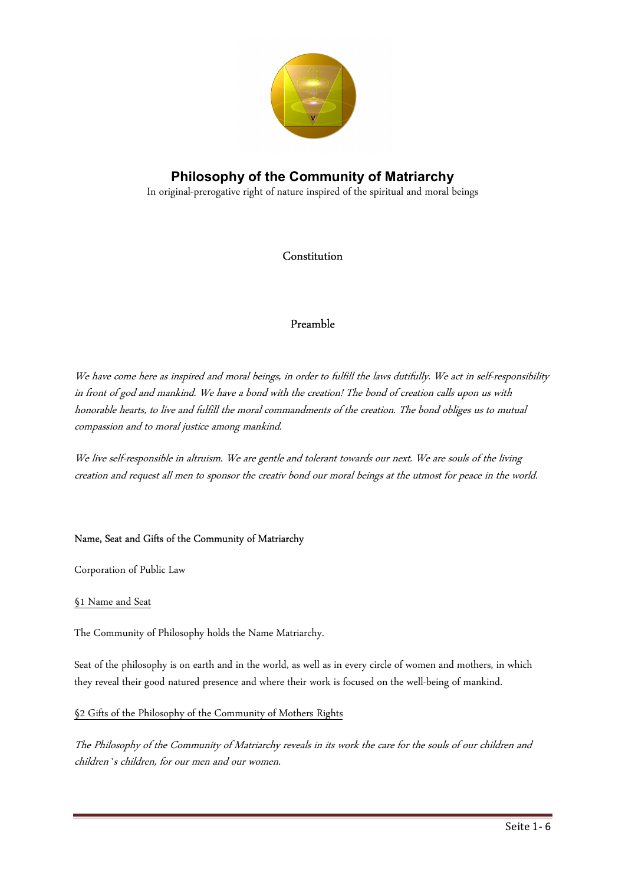# Philosophy of the Community of Matriarchy

In original-prerogative right of nature inspired of the spiritual and moral beings

## Constitution

## Preamble

*We have come here as inspired and moral beings, in order to fulfill the laws dutifully. We act in self-responsibility in front of god and mankind. We have a bond with the creation! The bond of creation calls upon us with honorable hearts, to live and fulfill the moral commandments of the creation. The bond obliges us to mutual compassion and to moral justice among mankind.*

*We live self-responsible in altruism. We are gentle and tolerant towards our next. We are souls of the living creation and request all men to sponsor the creativ bond our moral beings at the utmost for peace in the world.*

### Name, Seat and Gifts of the Community of Matriarchy

Corporation of Public Law

#### §1 Name and Seat

The Community of Philosophy holds the Name Matriarchy.

Seat of the philosophy is on earth and in the world, as well as in every circle of women and mothers, in which they reveal their good natured presence and where their work is focused on the well-being of mankind.

#### §2 Gifts of the Philosophy of the Community of Mothers Rights

*The Philosophy of the Community of Matriarchy reveals in its work the care for the souls of our children and children`s children, for our men and our women.*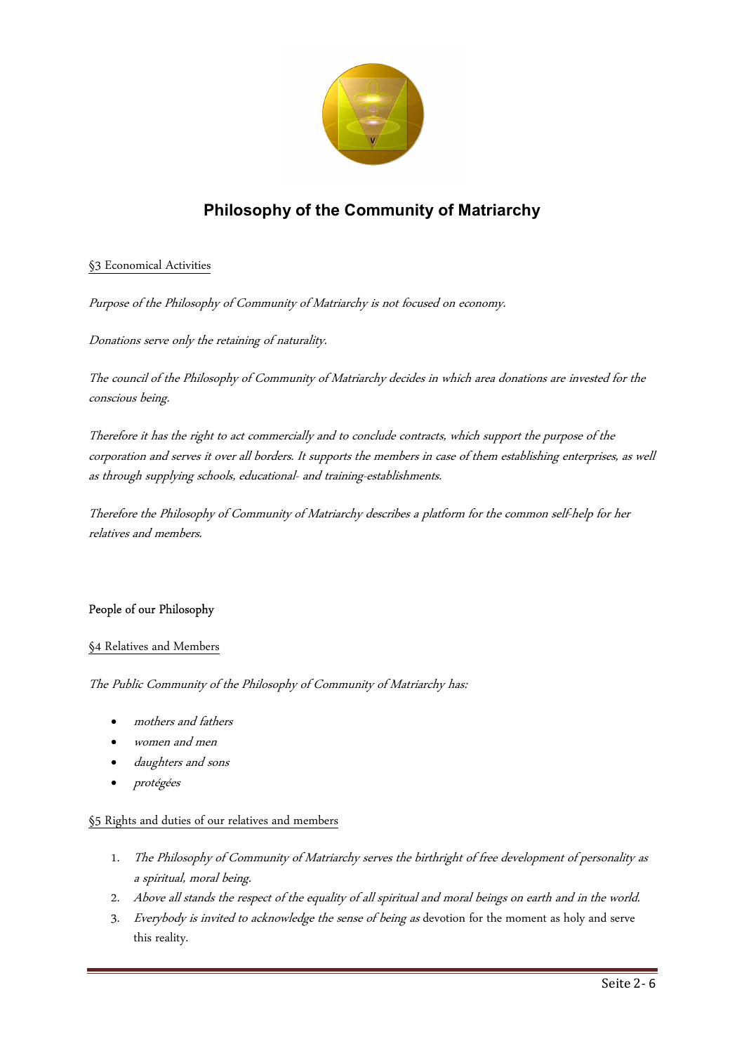## Philosophy of the Community of Matriarchy

§3 Economical Activities

*Purpose of the Philosophy of Community of Matriarchy is not focused on economy.*

*Donations serve only the retaining of naturality.*

*The council of the Philosophy of Community of Matriarchy decides in which area donations are invested for the conscious being.*

*Therefore it has the right to act commercially and to conclude contracts, which support the purpose of the corporation and serves it over all borders. It supports the members in case of them establishing enterprises, as well as through supplying schools, educational- and training-establishments.*

*Therefore the Philosophy of Community of Matriarchy describes a platform for the common self-help for her relatives and members.*

### People of our Philosophy

§4 Relatives and Members

*The Public Community of the Philosophy of Community of Matriarchy has:*

- *mothers and fathers*
- *women and men*
- *daughters and sons*
- *protégées*

§5 Rights and duties of our relatives and members

1. *The Philosophy of Community of Matriarchy serves the birthright of free development of personality as a spiritual, moral being.*
2. *Above all stands the respect of the equality of all spiritual and moral beings on earth and in the world.*
3. *Everybody is invited to acknowledge the sense of being as* devotion for the moment as holy and serve this reality.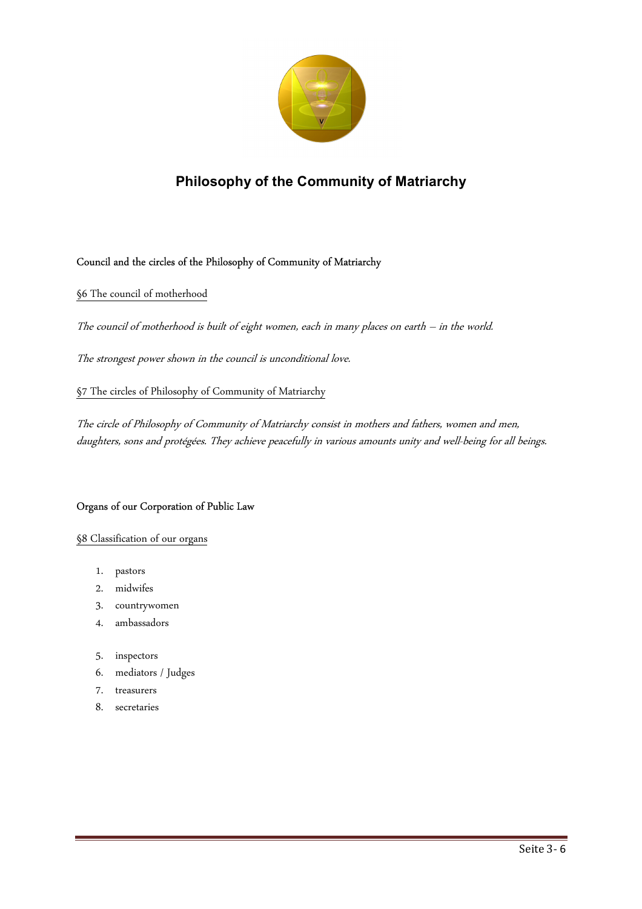# Philosophy of the Community of Matriarchy

Council and the circles of the Philosophy of Community of Matriarchy

§6 The council of motherhood

*The council of motherhood is built of eight women, each in many places on earth – in the world.*

*The strongest power shown in the council is unconditional love.*

§7 The circles of Philosophy of Community of Matriarchy

*The circle of Philosophy of Community of Matriarchy consist in mothers and fathers, women and men, daughters, sons and protégées. They achieve peacefully in various amounts unity and well-being for all beings.*

Organs of our Corporation of Public Law

§8 Classification of our organs

1. pastors
2. midwifes
3. countrywomen
4. ambassadors
5. inspectors
6. mediators / Judges
7. treasurers
8. secretaries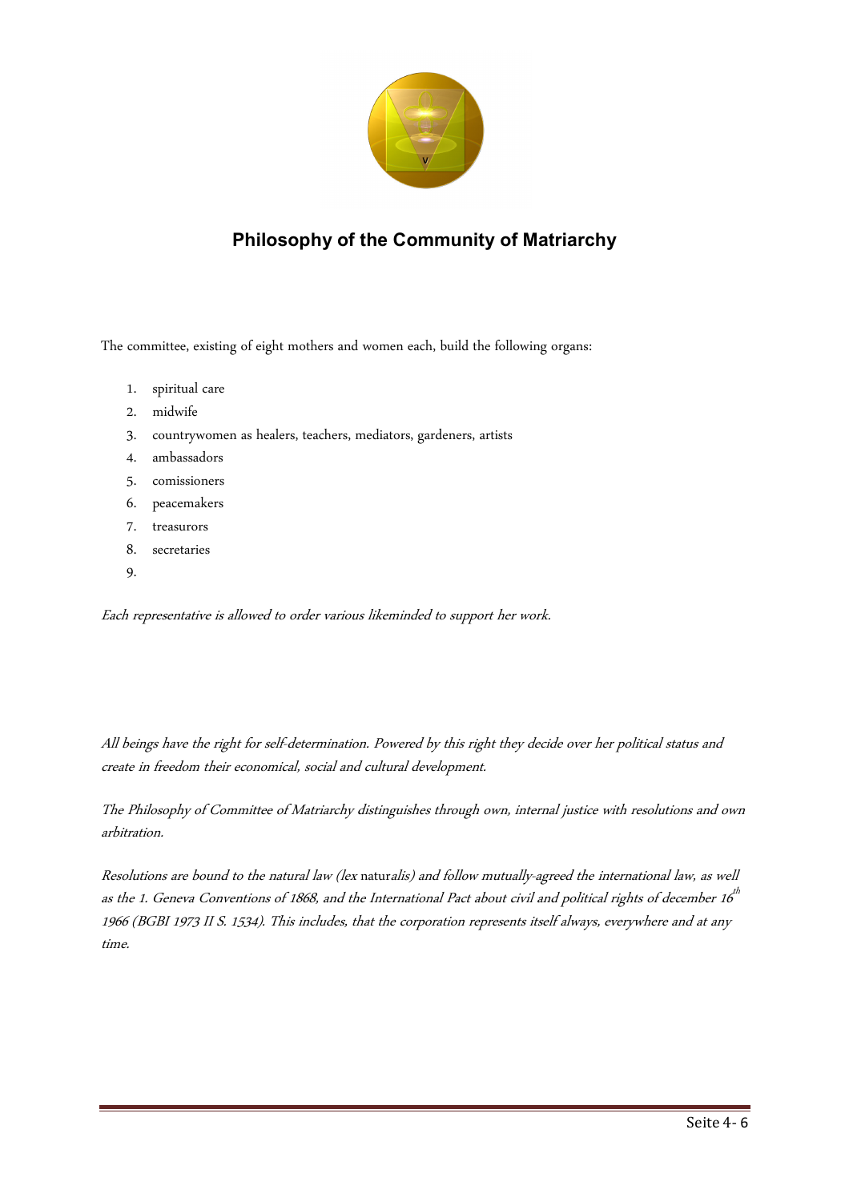## Philosophy of the Community of Matriarchy

The committee, existing of eight mothers and women each, build the following organs:

1. spiritual care
2. midwife
3. countrywomen as healers, teachers, mediators, gardeners, artists
4. ambassadors
5. comissioners
6. peacemakers
7. treasurors
8. secretaries
9. 

*Each representative is allowed to order various likeminded to support her work.*

*All beings have the right for self-determination. Powered by this right they decide over her political status and create in freedom their economical, social and cultural development.*

*The Philosophy of Committee of Matriarchy distinguishes through own, internal justice with resolutions and own arbitration.*

*Resolutions are bound to the natural law (lex naturalis) and follow mutually-agreed the international law, as well as the 1. Geneva Conventions of 1868, and the International Pact about civil and political rights of december 16th 1966 (BGBI 1973 II S. 1534). This includes, that the corporation represents itself always, everywhere and at any time.*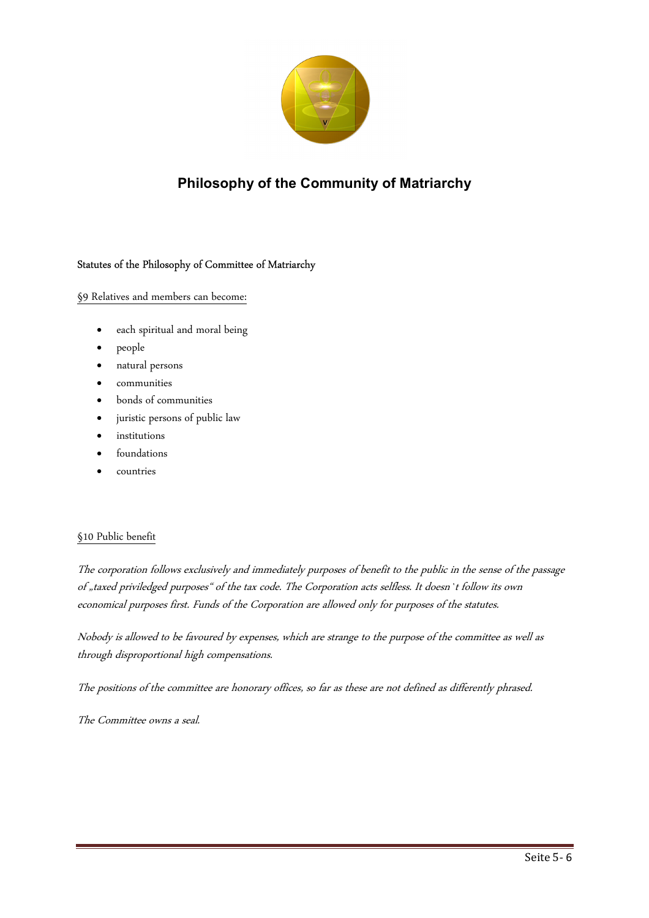# Philosophy of the Community of Matriarchy

Statutes of the Philosophy of Committee of Matriarchy

§9 Relatives and members can become:

- each spiritual and moral being
- people
- natural persons
- communities
- bonds of communities
- juristic persons of public law
- institutions
- foundations
- countries

§10 Public benefit

*The corporation follows exclusively and immediately purposes of benefit to the public in the sense of the passage of „taxed priviledged purposes" of the tax code. The Corporation acts selfless. It doesn`t follow its own economical purposes first. Funds of the Corporation are allowed only for purposes of the statutes.*

*Nobody is allowed to be favoured by expenses, which are strange to the purpose of the committee as well as through disproportional high compensations.*

*The positions of the committee are honorary offices, so far as these are not defined as differently phrased.*

*The Committee owns a seal.*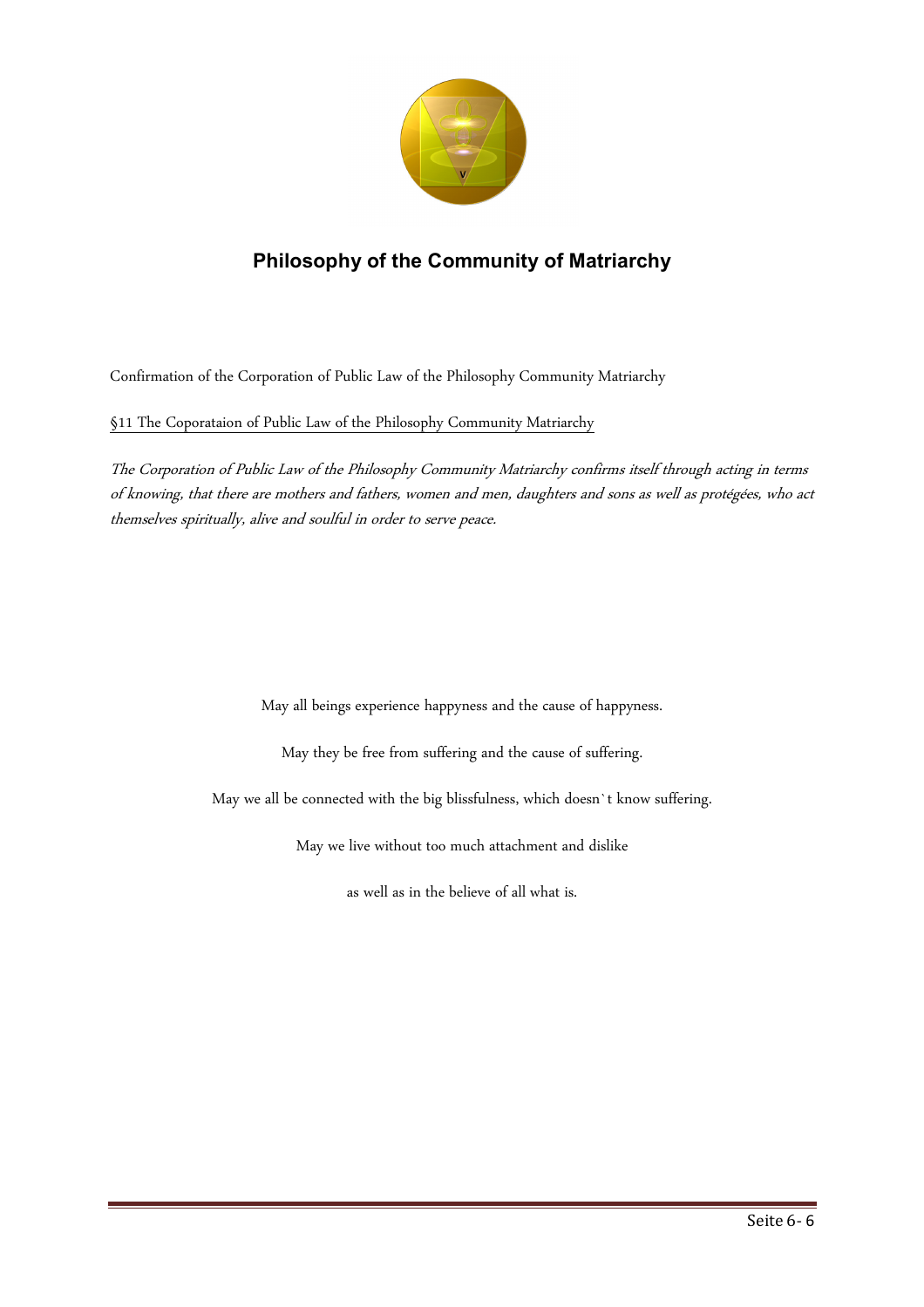## Philosophy of the Community of Matriarchy

Confirmation of the Corporation of Public Law of the Philosophy Community Matriarchy

§11 The Coporataion of Public Law of the Philosophy Community Matriarchy

*The Corporation of Public Law of the Philosophy Community Matriarchy confirms itself through acting in terms of knowing, that there are mothers and fathers, women and men, daughters and sons as well as protégées, who act themselves spiritually, alive and soulful in order to serve peace.*

May all beings experience happyness and the cause of happyness.

May they be free from suffering and the cause of suffering.

May we all be connected with the big blissfulness, which doesn`t know suffering.

May we live without too much attachment and dislike

as well as in the believe of all what is.